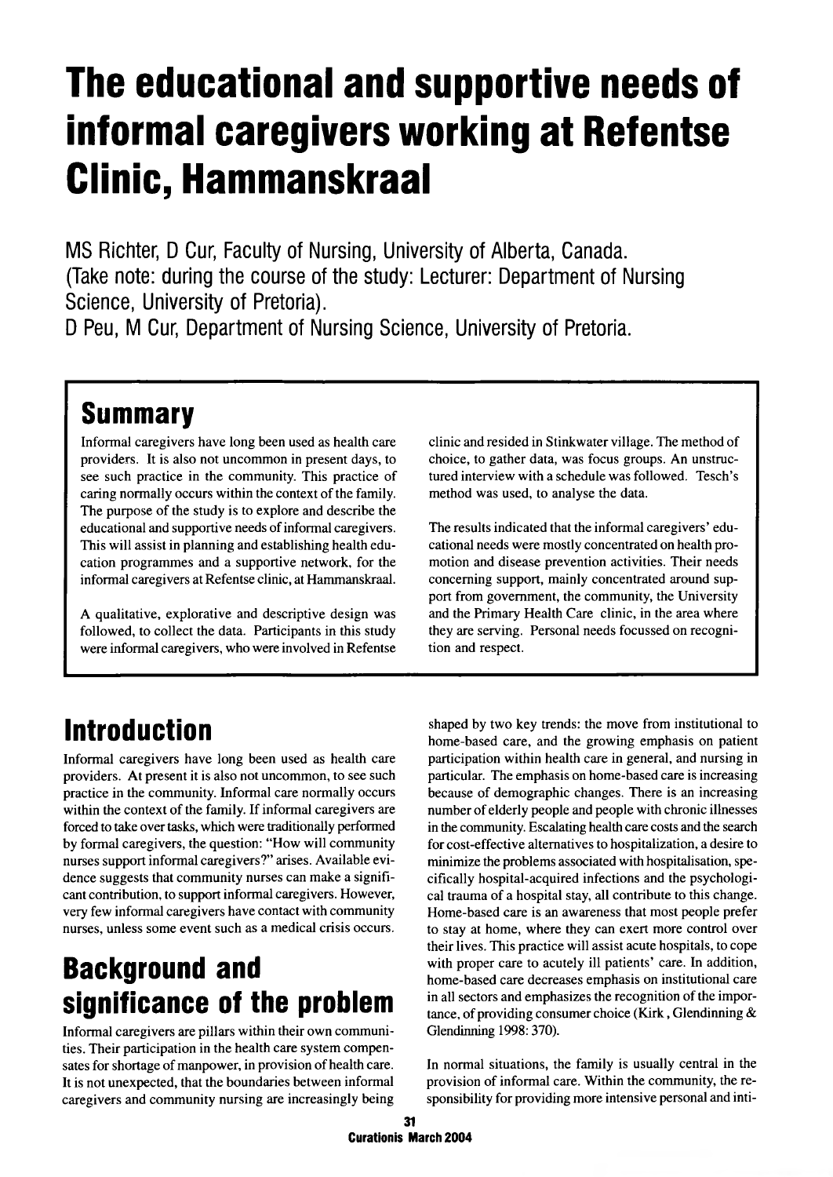# The educational and supportive needs of informal caregivers working at Refentse Clinic, Hammanskraal

MS Richter, D Cur, Faculty of Nursing, University of Alberta, Canada.
(Take note: during the course of the study: Lecturer: Department of Nursing Science, University of Pretoria).
D Peu, M Cur, Department of Nursing Science, University of Pretoria.

## Summary

Informal caregivers have long been used as health care providers. It is also not uncommon in present days, to see such practice in the community. This practice of caring normally occurs within the context of the family. The purpose of the study is to explore and describe the educational and supportive needs of informal caregivers. This will assist in planning and establishing health education programmes and a supportive network, for the informal caregivers at Refentse clinic, at Hammanskraal.

A qualitative, explorative and descriptive design was followed, to collect the data. Participants in this study were informal caregivers, who were involved in Refentse clinic and resided in Stinkwater village. The method of choice, to gather data, was focus groups. An unstructured interview with a schedule was followed. Tesch's method was used, to analyse the data.

The results indicated that the informal caregivers' educational needs were mostly concentrated on health promotion and disease prevention activities. Their needs concerning support, mainly concentrated around support from government, the community, the University and the Primary Health Care clinic, in the area where they are serving. Personal needs focussed on recognition and respect.

## Introduction

Informal caregivers have long been used as health care providers. At present it is also not uncommon, to see such practice in the community. Informal care normally occurs within the context of the family. If informal caregivers are forced to take over tasks, which were traditionally performed by formal caregivers, the question: "How will community nurses support informal caregivers?" arises. Available evidence suggests that community nurses can make a significant contribution, to support informal caregivers. However, very few informal caregivers have contact with community nurses, unless some event such as a medical crisis occurs.

## Background and significance of the problem

Informal caregivers are pillars within their own communities. Their participation in the health care system compensates for shortage of manpower, in provision of health care. It is not unexpected, that the boundaries between informal caregivers and community nursing are increasingly being shaped by two key trends: the move from institutional to home-based care, and the growing emphasis on patient participation within health care in general, and nursing in particular. The emphasis on home-based care is increasing because of demographic changes. There is an increasing number of elderly people and people with chronic illnesses in the community. Escalating health care costs and the search for cost-effective alternatives to hospitalization, a desire to minimize the problems associated with hospitalisation, specifically hospital-acquired infections and the psychological trauma of a hospital stay, all contribute to this change. Home-based care is an awareness that most people prefer to stay at home, where they can exert more control over their lives. This practice will assist acute hospitals, to cope with proper care to acutely ill patients' care. In addition, home-based care decreases emphasis on institutional care in all sectors and emphasizes the recognition of the importance, of providing consumer choice (Kirk , Glendinning & Glendinning 1998: 370).

In normal situations, the family is usually central in the provision of informal care. Within the community, the responsibility for providing more intensive personal and inti-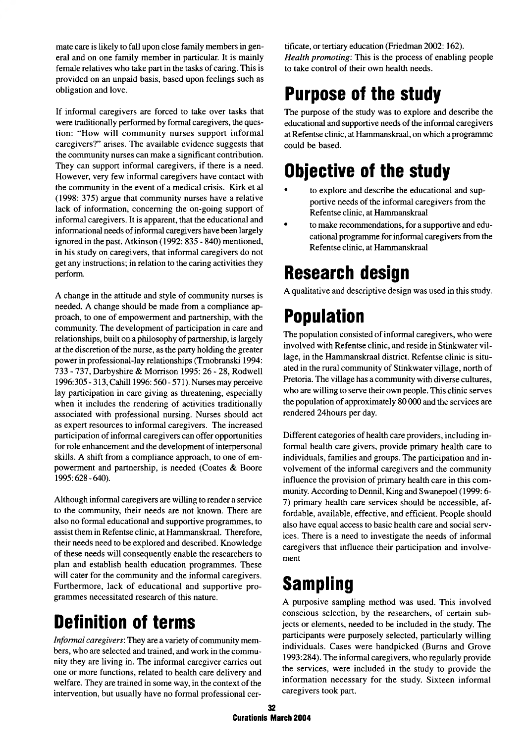mate care is likely to fall upon close family members in general and on one family member in particular. It is mainly female relatives who take part in the tasks of caring. This is provided on an unpaid basis, based upon feelings such as obligation and love.

If informal caregivers are forced to take over tasks that were traditionally performed by formal caregivers, the question: "How will community nurses support informal caregivers?" arises. The available evidence suggests that the community nurses can make a significant contribution. They can support informal caregivers, if there is a need. However, very few informal caregivers have contact with the community in the event of a medical crisis. Kirk et al (1998: 375) argue that community nurses have a relative lack of information, concerning the on-going support of informal caregivers. It is apparent, that the educational and informational needs of informal caregivers have been largely ignored in the past. Atkinson (1992: 835 - 840) mentioned, in his study on caregivers, that informal caregivers do not get any instructions; in relation to the caring activities they perform.

A change in the attitude and style of community nurses is needed. A change should be made from a compliance approach, to one of empowerment and partnership, with the community. The development of participation in care and relationships, built on a philosophy of partnership, is largely at the discretion of the nurse, as the party holding the greater power in professional-lay relationships (Trnobranski 1994: 733 - 737, Darbyshire & Morrison 1995: 26 - 28, Rodwell 1996:305 - 313, Cahill 1996: 560 - 571). Nurses may perceive lay participation in care giving as threatening, especially when it includes the rendering of activities traditionally associated with professional nursing. Nurses should act as expert resources to informal caregivers. The increased participation of informal caregivers can offer opportunities for role enhancement and the development of interpersonal skills. A shift from a compliance approach, to one of empowerment and partnership, is needed (Coates & Boore 1995: 628 - 640).

Although informal caregivers are willing to render a service to the community, their needs are not known. There are also no formal educational and supportive programmes, to assist them in Refentse clinic, at Hammanskraal. Therefore, their needs need to be explored and described. Knowledge of these needs will consequently enable the researchers to plan and establish health education programmes. These will cater for the community and the informal caregivers. Furthermore, lack of educational and supportive programmes necessitated research of this nature.

# Definition of terms

*Informal caregivers*: They are a variety of community members, who are selected and trained, and work in the community they are living in. The informal caregiver carries out one or more functions, related to health care delivery and welfare. They are trained in some way, in the context of the intervention, but usually have no formal professional certificate, or tertiary education (Friedman 2002: 162).

*Health promoting*: This is the process of enabling people to take control of their own health needs.

# Purpose of the study

The purpose of the study was to explore and describe the educational and supportive needs of the informal caregivers at Refentse clinic, at Hammanskraal, on which a programme could be based.

# Objective of the study

- to explore and describe the educational and supportive needs of the informal caregivers from the Refentse clinic, at Hammanskraal
- to make recommendations, for a supportive and educational programme for informal caregivers from the Refentse clinic, at Hammanskraal

# Research design

A qualitative and descriptive design was used in this study.

# Population

The population consisted of informal caregivers, who were involved with Refentse clinic, and reside in Stinkwater village, in the Hammanskraal district. Refentse clinic is situated in the rural community of Stinkwater village, north of Pretoria. The village has a community with diverse cultures, who are willing to serve their own people. This clinic serves the population of approximately 80 000 and the services are rendered 24hours per day.

Different categories of health care providers, including informal health care givers, provide primary health care to individuals, families and groups. The participation and involvement of the informal caregivers and the community influence the provision of primary health care in this community. According to Dennil, King and Swanepoel (1999: 6-7) primary health care services should be accessible, affordable, available, effective, and efficient. People should also have equal access to basic health care and social services. There is a need to investigate the needs of informal caregivers that influence their participation and involvement

# Sampling

A purposive sampling method was used. This involved conscious selection, by the researchers, of certain subjects or elements, needed to be included in the study. The participants were purposely selected, particularly willing individuals. Cases were handpicked (Burns and Grove 1993:284). The informal caregivers, who regularly provide the services, were included in the study to provide the information necessary for the study. Sixteen informal caregivers took part.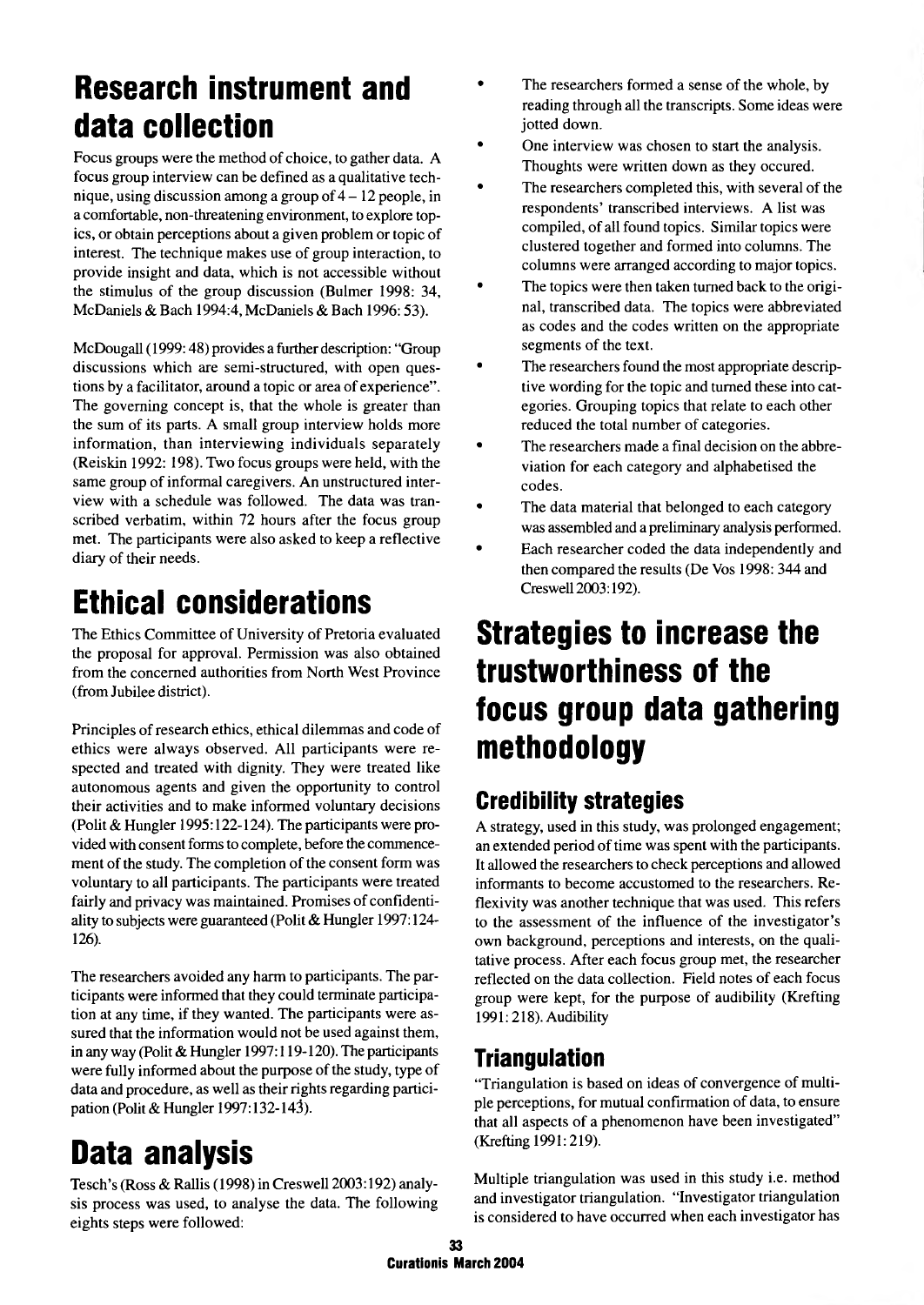# Research instrument and data collection

Focus groups were the method of choice, to gather data. A focus group interview can be defined as a qualitative technique, using discussion among a group of 4 – 12 people, in a comfortable, non-threatening environment, to explore topics, or obtain perceptions about a given problem or topic of interest. The technique makes use of group interaction, to provide insight and data, which is not accessible without the stimulus of the group discussion (Bulmer 1998: 34, McDaniels & Bach 1994:4, McDaniels & Bach 1996: 53).

McDougall (1999: 48) provides a further description: "Group discussions which are semi-structured, with open questions by a facilitator, around a topic or area of experience". The governing concept is, that the whole is greater than the sum of its parts. A small group interview holds more information, than interviewing individuals separately (Reiskin 1992: 198). Two focus groups were held, with the same group of informal caregivers. An unstructured interview with a schedule was followed. The data was transcribed verbatim, within 72 hours after the focus group met. The participants were also asked to keep a reflective diary of their needs.

# Ethical considerations

The Ethics Committee of University of Pretoria evaluated the proposal for approval. Permission was also obtained from the concerned authorities from North West Province (from Jubilee district).

Principles of research ethics, ethical dilemmas and code of ethics were always observed. All participants were respected and treated with dignity. They were treated like autonomous agents and given the opportunity to control their activities and to make informed voluntary decisions (Polit & Hungler 1995:122-124). The participants were provided with consent forms to complete, before the commencement of the study. The completion of the consent form was voluntary to all participants. The participants were treated fairly and privacy was maintained. Promises of confidentiality to subjects were guaranteed (Polit & Hungler 1997:124-126).

The researchers avoided any harm to participants. The participants were informed that they could terminate participation at any time, if they wanted. The participants were assured that the information would not be used against them, in any way (Polit & Hungler 1997:119-120). The participants were fully informed about the purpose of the study, type of data and procedure, as well as their rights regarding participation (Polit & Hungler 1997:132-143).

# Data analysis

Tesch's (Ross & Rallis (1998) in Creswell 2003:192) analysis process was used, to analyse the data. The following eights steps were followed:

- The researchers formed a sense of the whole, by reading through all the transcripts. Some ideas were jotted down.
- One interview was chosen to start the analysis. Thoughts were written down as they occured.
- The researchers completed this, with several of the respondents' transcribed interviews. A list was compiled, of all found topics. Similar topics were clustered together and formed into columns. The columns were arranged according to major topics.
- The topics were then taken turned back to the original, transcribed data. The topics were abbreviated as codes and the codes written on the appropriate segments of the text.
- The researchers found the most appropriate descriptive wording for the topic and turned these into categories. Grouping topics that relate to each other reduced the total number of categories.
- The researchers made a final decision on the abbreviation for each category and alphabetised the codes.
- The data material that belonged to each category was assembled and a preliminary analysis performed.
- Each researcher coded the data independently and then compared the results (De Vos 1998: 344 and Creswell 2003:192).

# Strategies to increase the trustworthiness of the focus group data gathering methodology

## Credibility strategies

A strategy, used in this study, was prolonged engagement; an extended period of time was spent with the participants. It allowed the researchers to check perceptions and allowed informants to become accustomed to the researchers. Reflexivity was another technique that was used. This refers to the assessment of the influence of the investigator's own background, perceptions and interests, on the qualitative process. After each focus group met, the researcher reflected on the data collection. Field notes of each focus group were kept, for the purpose of audibility (Krefting 1991: 218). Audibility

## Triangulation

"Triangulation is based on ideas of convergence of multiple perceptions, for mutual confirmation of data, to ensure that all aspects of a phenomenon have been investigated" (Krefting 1991: 219).

Multiple triangulation was used in this study i.e. method and investigator triangulation. "Investigator triangulation is considered to have occurred when each investigator has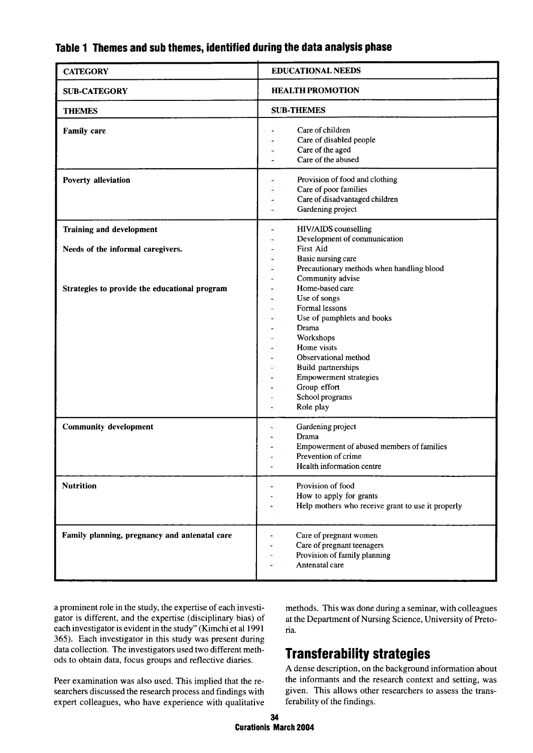**Table 1 Themes and sub themes, identified during the data analysis phase**

| CATEGORY | EDUCATIONAL NEEDS |
|---|---|
| **SUB-CATEGORY** | **HEALTH PROMOTION** |
| **THEMES** | **SUB-THEMES** |
| **Family care** | - Care of children<br>- Care of disabled people<br>- Care of the aged<br>- Care of the abused |
| **Poverty alleviation** | - Provision of food and clothing<br>- Care of poor families<br>- Care of disadvantaged children<br>- Gardening project |
| **Training and development**<br><br>**Needs of the informal caregivers.**<br><br>**Strategies to provide the educational program** | - HIV/AIDS counselling<br>- Development of communication<br>- First Aid<br>- Basic nursing care<br>- Precautionary methods when handling blood<br>- Community advise<br>- Home-based care<br>- Use of songs<br>- Formal lessons<br>- Use of pamphlets and books<br>- Drama<br>- Workshops<br>- Home visits<br>- Observational method<br>- Build partnerships<br>- Empowerment strategies<br>- Group effort<br>- School programs<br>- Role play |
| **Community development** | - Gardening project<br>- Drama<br>- Empowerment of abused members of families<br>- Prevention of crime<br>- Health information centre |
| **Nutrition** | - Provision of food<br>- How to apply for grants<br>- Help mothers who receive grant to use it properly |
| **Family planning, pregnancy and antenatal care** | - Care of pregnant women<br>- Care of pregnant teenagers<br>- Provision of family planning<br>- Antenatal care |

a prominent role in the study, the expertise of each investigator is different, and the expertise (disciplinary bias) of each investigator is evident in the study" (Kimchi et al 1991 365). Each investigator in this study was present during data collection. The investigators used two different methods to obtain data, focus groups and reflective diaries.

Peer examination was also used. This implied that the researchers discussed the research process and findings with expert colleagues, who have experience with qualitative methods. This was done during a seminar, with colleagues at the Department of Nursing Science, University of Pretoria.

## Transferability strategies

A dense description, on the background information about the informants and the research context and setting, was given. This allows other researchers to assess the transferability of the findings.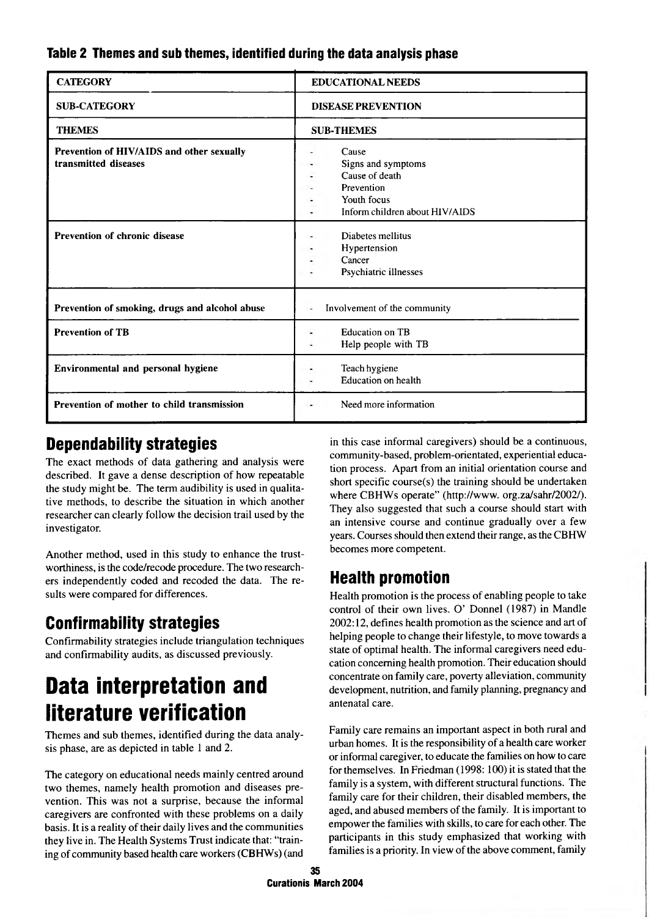**Table 2 Themes and sub themes, identified during the data analysis phase**

| CATEGORY | EDUCATIONAL NEEDS |
| --- | --- |
| **SUB-CATEGORY** | **DISEASE PREVENTION** |
| **THEMES** | **SUB-THEMES** |
| **Prevention of HIV/AIDS and other sexually transmitted diseases** | - Cause<br>- Signs and symptoms<br>- Cause of death<br>- Prevention<br>- Youth focus<br>- Inform children about HIV/AIDS |
| **Prevention of chronic disease** | - Diabetes mellitus<br>- Hypertension<br>- Cancer<br>- Psychiatric illnesses |
| **Prevention of smoking, drugs and alcohol abuse** | - Involvement of the community |
| **Prevention of TB** | - Education on TB<br>- Help people with TB |
| **Environmental and personal hygiene** | - Teach hygiene<br>- Education on health |
| **Prevention of mother to child transmission** | - Need more information |

## Dependability strategies

The exact methods of data gathering and analysis were described. It gave a dense description of how repeatable the study might be. The term audibility is used in qualitative methods, to describe the situation in which another researcher can clearly follow the decision trail used by the investigator.

Another method, used in this study to enhance the trustworthiness, is the code/recode procedure. The two researchers independently coded and recoded the data. The results were compared for differences.

## Confirmability strategies

Confirmability strategies include triangulation techniques and confirmability audits, as discussed previously.

# Data interpretation and literature verification

Themes and sub themes, identified during the data analysis phase, are as depicted in table 1 and 2.

The category on educational needs mainly centred around two themes, namely health promotion and diseases prevention. This was not a surprise, because the informal caregivers are confronted with these problems on a daily basis. It is a reality of their daily lives and the communities they live in. The Health Systems Trust indicate that: "training of community based health care workers (CBHWs) (and in this case informal caregivers) should be a continuous, community-based, problem-orientated, experiential education process. Apart from an initial orientation course and short specific course(s) the training should be undertaken where CBHWs operate" (http://www. org.za/sahr/2002/). They also suggested that such a course should start with an intensive course and continue gradually over a few years. Courses should then extend their range, as the CBHW becomes more competent.

## Health promotion

Health promotion is the process of enabling people to take control of their own lives. O' Donnel (1987) in Mandle 2002:12, defines health promotion as the science and art of helping people to change their lifestyle, to move towards a state of optimal health. The informal caregivers need education concerning health promotion. Their education should concentrate on family care, poverty alleviation, community development, nutrition, and family planning, pregnancy and antenatal care.

Family care remains an important aspect in both rural and urban homes. It is the responsibility of a health care worker or informal caregiver, to educate the families on how to care for themselves. In Friedman (1998: 100) it is stated that the family is a system, with different structural functions. The family care for their children, their disabled members, the aged, and abused members of the family. It is important to empower the families with skills, to care for each other. The participants in this study emphasized that working with families is a priority. In view of the above comment, family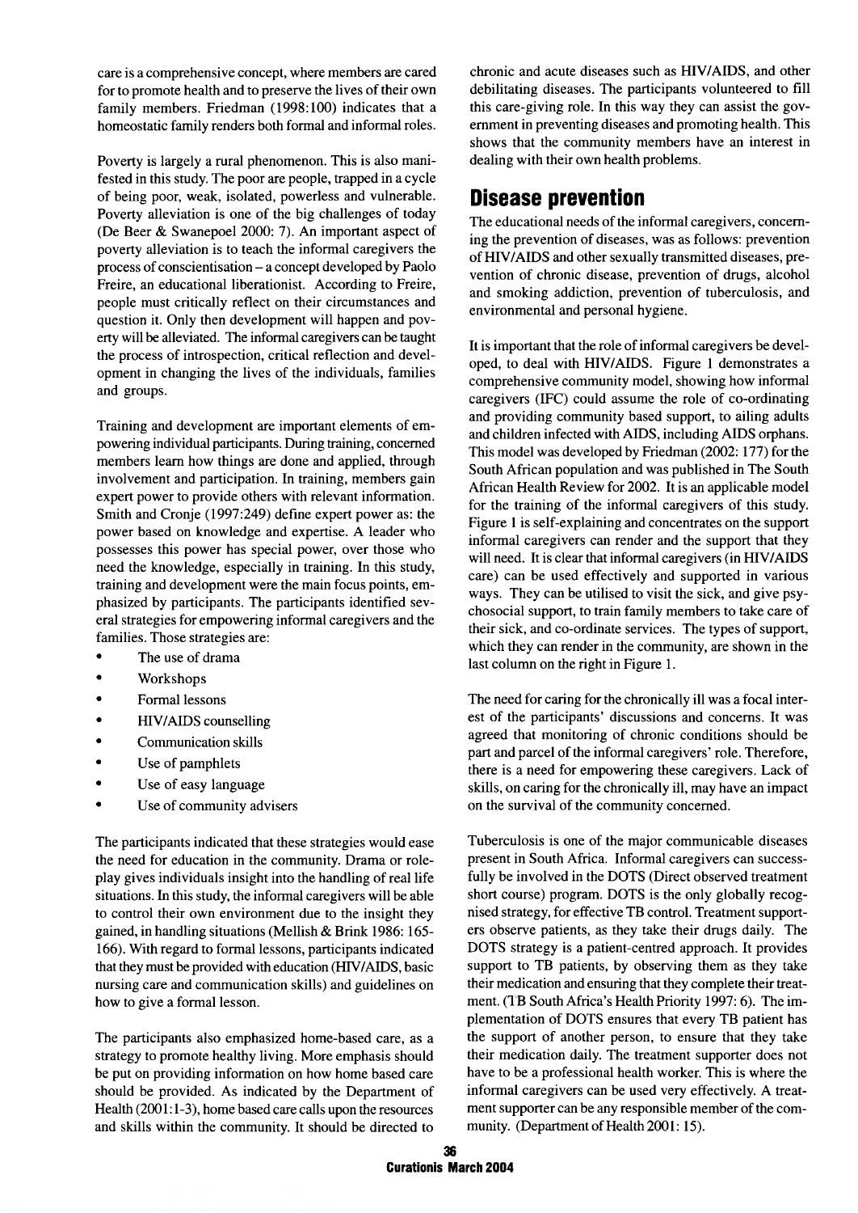care is a comprehensive concept, where members are cared for to promote health and to preserve the lives of their own family members. Friedman (1998:100) indicates that a homeostatic family renders both formal and informal roles.

Poverty is largely a rural phenomenon. This is also manifested in this study. The poor are people, trapped in a cycle of being poor, weak, isolated, powerless and vulnerable. Poverty alleviation is one of the big challenges of today (De Beer & Swanepoel 2000: 7). An important aspect of poverty alleviation is to teach the informal caregivers the process of conscientisation – a concept developed by Paolo Freire, an educational liberationist. According to Freire, people must critically reflect on their circumstances and question it. Only then development will happen and poverty will be alleviated. The informal caregivers can be taught the process of introspection, critical reflection and development in changing the lives of the individuals, families and groups.

Training and development are important elements of empowering individual participants. During training, concerned members learn how things are done and applied, through involvement and participation. In training, members gain expert power to provide others with relevant information. Smith and Cronje (1997:249) define expert power as: the power based on knowledge and expertise. A leader who possesses this power has special power, over those who need the knowledge, especially in training. In this study, training and development were the main focus points, emphasized by participants. The participants identified several strategies for empowering informal caregivers and the families. Those strategies are:

- The use of drama
- Workshops
- Formal lessons
- HIV/AIDS counselling
- Communication skills
- Use of pamphlets
- Use of easy language
- Use of community advisers

The participants indicated that these strategies would ease the need for education in the community. Drama or role-play gives individuals insight into the handling of real life situations. In this study, the informal caregivers will be able to control their own environment due to the insight they gained, in handling situations (Mellish & Brink 1986: 165-166). With regard to formal lessons, participants indicated that they must be provided with education (HIV/AIDS, basic nursing care and communication skills) and guidelines on how to give a formal lesson.

The participants also emphasized home-based care, as a strategy to promote healthy living. More emphasis should be put on providing information on how home based care should be provided. As indicated by the Department of Health (2001:1-3), home based care calls upon the resources and skills within the community. It should be directed to chronic and acute diseases such as HIV/AIDS, and other debilitating diseases. The participants volunteered to fill this care-giving role. In this way they can assist the government in preventing diseases and promoting health. This shows that the community members have an interest in dealing with their own health problems.

## Disease prevention

The educational needs of the informal caregivers, concerning the prevention of diseases, was as follows: prevention of HIV/AIDS and other sexually transmitted diseases, prevention of chronic disease, prevention of drugs, alcohol and smoking addiction, prevention of tuberculosis, and environmental and personal hygiene.

It is important that the role of informal caregivers be developed, to deal with HIV/AIDS. Figure 1 demonstrates a comprehensive community model, showing how informal caregivers (IFC) could assume the role of co-ordinating and providing community based support, to ailing adults and children infected with AIDS, including AIDS orphans. This model was developed by Friedman (2002: 177) for the South African population and was published in The South African Health Review for 2002. It is an applicable model for the training of the informal caregivers of this study. Figure 1 is self-explaining and concentrates on the support informal caregivers can render and the support that they will need. It is clear that informal caregivers (in HIV/AIDS care) can be used effectively and supported in various ways. They can be utilised to visit the sick, and give psychosocial support, to train family members to take care of their sick, and co-ordinate services. The types of support, which they can render in the community, are shown in the last column on the right in Figure 1.

The need for caring for the chronically ill was a focal interest of the participants' discussions and concerns. It was agreed that monitoring of chronic conditions should be part and parcel of the informal caregivers' role. Therefore, there is a need for empowering these caregivers. Lack of skills, on caring for the chronically ill, may have an impact on the survival of the community concerned.

Tuberculosis is one of the major communicable diseases present in South Africa. Informal caregivers can successfully be involved in the DOTS (Direct observed treatment short course) program. DOTS is the only globally recognised strategy, for effective TB control. Treatment supporters observe patients, as they take their drugs daily. The DOTS strategy is a patient-centred approach. It provides support to TB patients, by observing them as they take their medication and ensuring that they complete their treatment. (TB South Africa's Health Priority 1997: 6). The implementation of DOTS ensures that every TB patient has the support of another person, to ensure that they take their medication daily. The treatment supporter does not have to be a professional health worker. This is where the informal caregivers can be used very effectively. A treatment supporter can be any responsible member of the community. (Department of Health 2001: 15).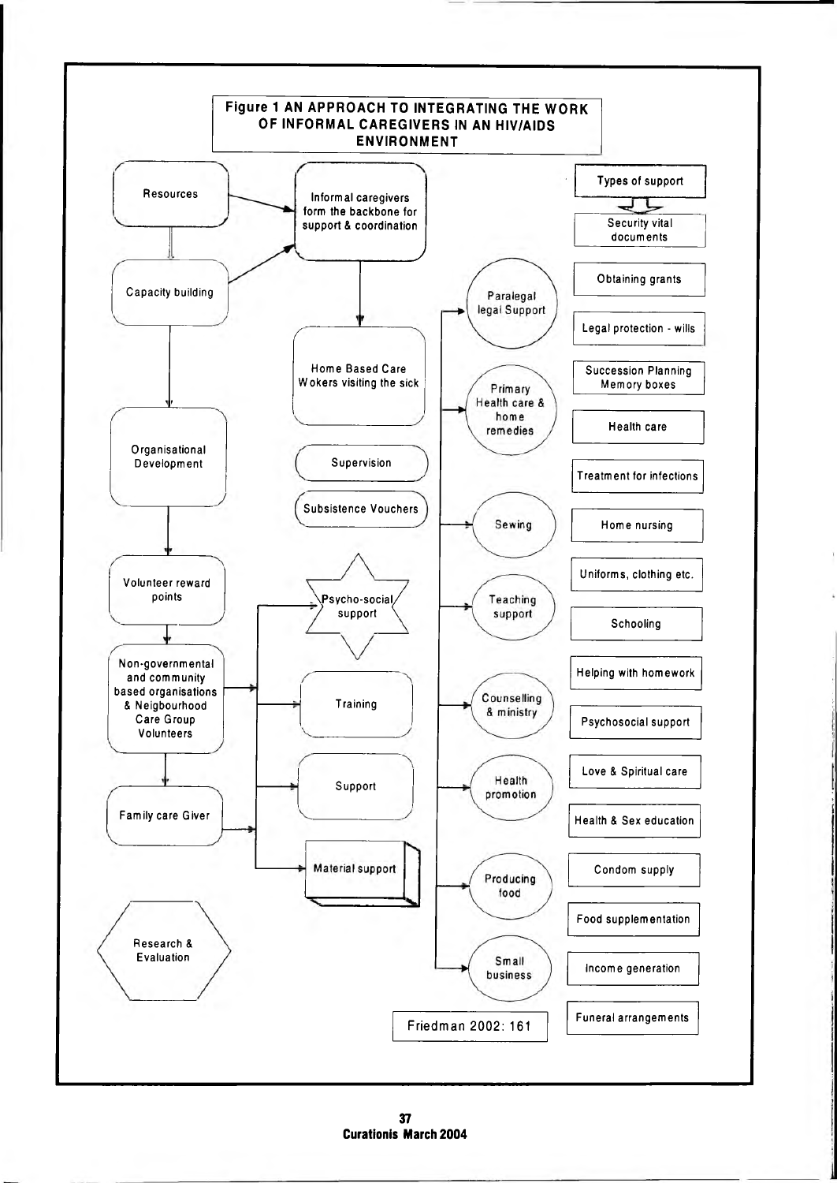**Figure 1 AN APPROACH TO INTEGRATING THE WORK OF INFORMAL CAREGIVERS IN AN HIV/AIDS ENVIRONMENT**

- Resources
- Capacity building
- Informal caregivers form the backbone for support & coordination
- Home Based Care Wokers visiting the sick
- Supervision
- Subsistence Vouchers
- Organisational Development
- Volunteer reward points
- Non-governmental and community based organisations & Neigbourhood Care Group Volunteers
- Family care Giver
- Psycho-social support
- Training
- Support
- Material support
- Research & Evaluation
- Paralegal legal Support
- Primary Health care & home remedies
- Sewing
- Teaching support
- Counselling & ministry
- Health promotion
- Producing food
- Small business

**Types of support**

- Security vital documents
- Obtaining grants
- Legal protection - wills
- Succession Planning Memory boxes
- Health care
- Treatment for infections
- Home nursing
- Uniforms, clothing etc.
- Schooling
- Helping with homework
- Psychosocial support
- Love & Spiritual care
- Health & Sex education
- Condom supply
- Food supplementation
- Income generation
- Funeral arrangements

Friedman 2002: 161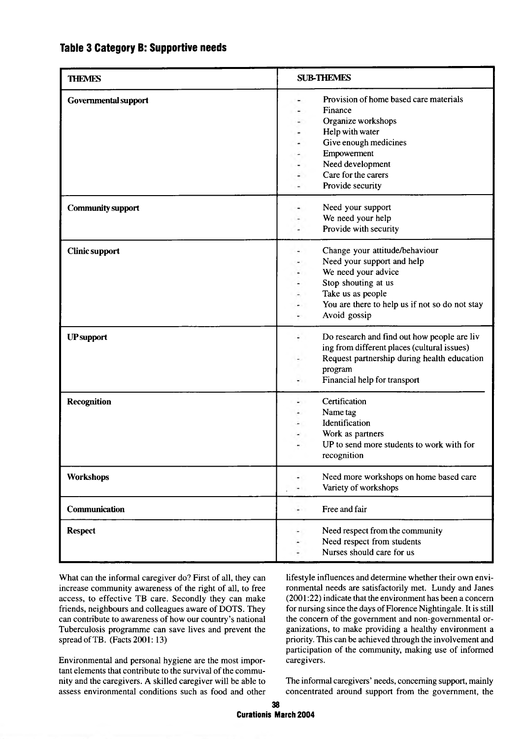**Table 3 Category B: Supportive needs**

| THEMES | SUB-THEMES |
| --- | --- |
| **Governmental support** | - Provision of home based care materials<br>- Finance<br>- Organize workshops<br>- Help with water<br>- Give enough medicines<br>- Empowerment<br>- Need development<br>- Care for the carers<br>- Provide security |
| **Community support** | - Need your support<br>- We need your help<br>- Provide with security |
| **Clinic support** | - Change your attitude/behaviour<br>- Need your support and help<br>- We need your advice<br>- Stop shouting at us<br>- Take us as people<br>- You are there to help us if not so do not stay<br>- Avoid gossip |
| **UP support** | - Do research and find out how people are living from different places (cultural issues)<br>- Request partnership during health education program<br>- Financial help for transport |
| **Recognition** | - Certification<br>- Name tag<br>- Identification<br>- Work as partners<br>- UP to send more students to work with for recognition |
| **Workshops** | - Need more workshops on home based care<br>- Variety of workshops |
| **Communication** | - Free and fair |
| **Respect** | - Need respect from the community<br>- Need respect from students<br>- Nurses should care for us |

What can the informal caregiver do? First of all, they can increase community awareness of the right of all, to free access, to effective TB care. Secondly they can make friends, neighbours and colleagues aware of DOTS. They can contribute to awareness of how our country's national Tuberculosis programme can save lives and prevent the spread of TB. (Facts 2001: 13)

Environmental and personal hygiene are the most important elements that contribute to the survival of the community and the caregivers. A skilled caregiver will be able to assess environmental conditions such as food and other lifestyle influences and determine whether their own environmental needs are satisfactorily met. Lundy and Janes (2001:22) indicate that the environment has been a concern for nursing since the days of Florence Nightingale. It is still the concern of the government and non-governmental organizations, to make providing a healthy environment a priority. This can be achieved through the involvement and participation of the community, making use of informed caregivers.

The informal caregivers' needs, concerning support, mainly concentrated around support from the government, the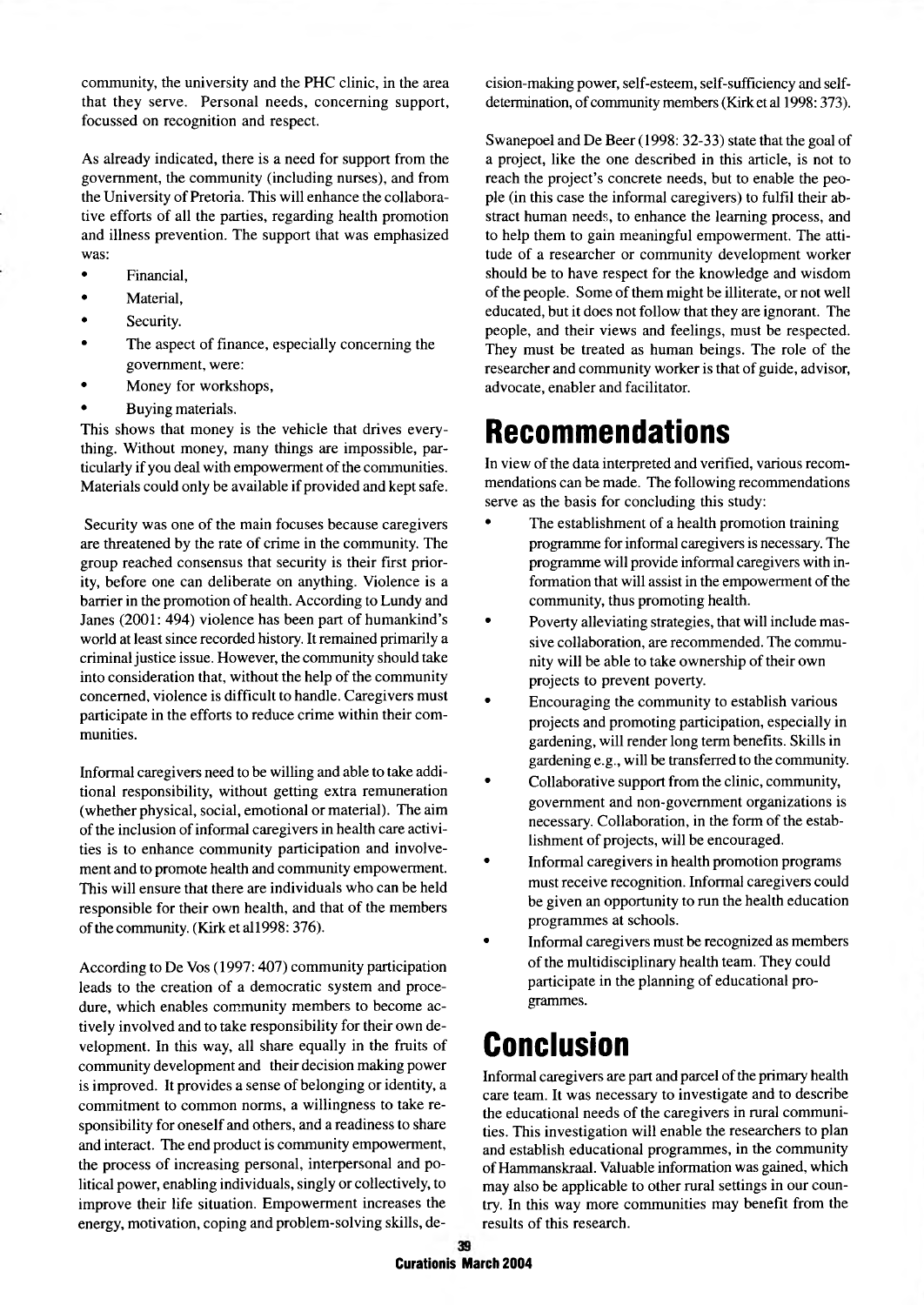community, the university and the PHC clinic, in the area that they serve. Personal needs, concerning support, focussed on recognition and respect.

As already indicated, there is a need for support from the government, the community (including nurses), and from the University of Pretoria. This will enhance the collaborative efforts of all the parties, regarding health promotion and illness prevention. The support that was emphasized was:

- Financial,
- Material,
- Security.
- The aspect of finance, especially concerning the government, were:
- Money for workshops,
- Buying materials.

This shows that money is the vehicle that drives everything. Without money, many things are impossible, particularly if you deal with empowerment of the communities. Materials could only be available if provided and kept safe.

Security was one of the main focuses because caregivers are threatened by the rate of crime in the community. The group reached consensus that security is their first priority, before one can deliberate on anything. Violence is a barrier in the promotion of health. According to Lundy and Janes (2001: 494) violence has been part of humankind's world at least since recorded history. It remained primarily a criminal justice issue. However, the community should take into consideration that, without the help of the community concerned, violence is difficult to handle. Caregivers must participate in the efforts to reduce crime within their communities.

Informal caregivers need to be willing and able to take additional responsibility, without getting extra remuneration (whether physical, social, emotional or material). The aim of the inclusion of informal caregivers in health care activities is to enhance community participation and involvement and to promote health and community empowerment. This will ensure that there are individuals who can be held responsible for their own health, and that of the members of the community. (Kirk et al1998: 376).

According to De Vos (1997: 407) community participation leads to the creation of a democratic system and procedure, which enables community members to become actively involved and to take responsibility for their own development. In this way, all share equally in the fruits of community development and their decision making power is improved. It provides a sense of belonging or identity, a commitment to common norms, a willingness to take responsibility for oneself and others, and a readiness to share and interact. The end product is community empowerment, the process of increasing personal, interpersonal and political power, enabling individuals, singly or collectively, to improve their life situation. Empowerment increases the energy, motivation, coping and problem-solving skills, decision-making power, self-esteem, self-sufficiency and self-determination, of community members (Kirk et al 1998: 373).

Swanepoel and De Beer (1998: 32-33) state that the goal of a project, like the one described in this article, is not to reach the project's concrete needs, but to enable the people (in this case the informal caregivers) to fulfil their abstract human needs, to enhance the learning process, and to help them to gain meaningful empowerment. The attitude of a researcher or community development worker should be to have respect for the knowledge and wisdom of the people. Some of them might be illiterate, or not well educated, but it does not follow that they are ignorant. The people, and their views and feelings, must be respected. They must be treated as human beings. The role of the researcher and community worker is that of guide, advisor, advocate, enabler and facilitator.

# Recommendations

In view of the data interpreted and verified, various recommendations can be made. The following recommendations serve as the basis for concluding this study:

- The establishment of a health promotion training programme for informal caregivers is necessary. The programme will provide informal caregivers with information that will assist in the empowerment of the community, thus promoting health.
- Poverty alleviating strategies, that will include massive collaboration, are recommended. The community will be able to take ownership of their own projects to prevent poverty.
- Encouraging the community to establish various projects and promoting participation, especially in gardening, will render long term benefits. Skills in gardening e.g., will be transferred to the community.
- Collaborative support from the clinic, community, government and non-government organizations is necessary. Collaboration, in the form of the establishment of projects, will be encouraged.
- Informal caregivers in health promotion programs must receive recognition. Informal caregivers could be given an opportunity to run the health education programmes at schools.
- Informal caregivers must be recognized as members of the multidisciplinary health team. They could participate in the planning of educational programmes.

# Conclusion

Informal caregivers are part and parcel of the primary health care team. It was necessary to investigate and to describe the educational needs of the caregivers in rural communities. This investigation will enable the researchers to plan and establish educational programmes, in the community of Hammanskraal. Valuable information was gained, which may also be applicable to other rural settings in our country. In this way more communities may benefit from the results of this research.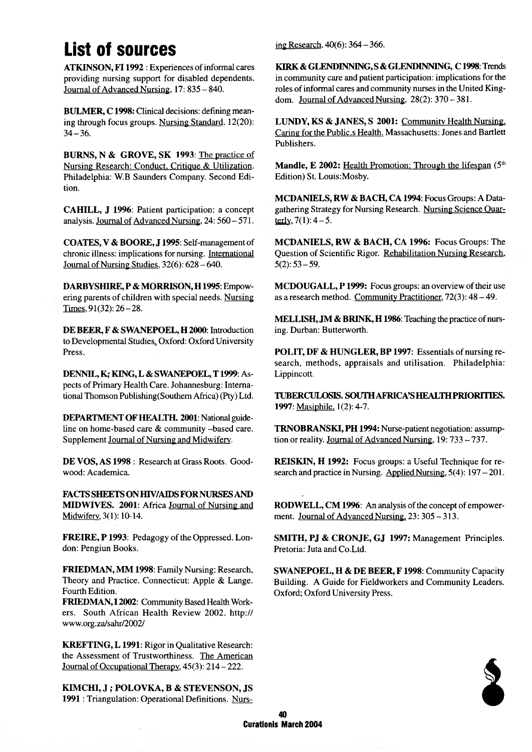# List of sources

**ATKINSON, FI 1992** : Experiences of informal cares providing nursing support for disabled dependents. Journal of Advanced Nursing. 17: 835 – 840.

**BULMER, C 1998:** Clinical decisions: defining meaning through focus groups. Nursing Standard. 12(20): 34 – 36.

**BURNS, N & GROVE, SK 1993**: The practice of Nursing Research: Conduct, Critique & Utilization. Philadelphia: W.B Saunders Company. Second Edition.

**CAHILL, J 1996**: Patient participation: a concept analysis. Journal of Advanced Nursing. 24: 560 – 571.

**COATES, V & BOORE, J 1995**: Self-management of chronic illness: implications for nursing. International Journal of Nursing Studies. 32(6): 628 – 640.

**DARBYSHIRE, P & MORRISON, H 1995**: Empowering parents of children with special needs. Nursing Times. 91(32): 26 – 28.

**DE BEER, F & SWANEPOEL, H 2000**: Introduction to Developmental Studies. Oxford: Oxford University Press.

**DENNIL, K; KING, L & SWANEPOEL, T 1999**: Aspects of Primary Health Care. Johannesburg: International Thomson Publishing(Southern Africa) (Pty) Ltd.

**DEPARTMENT OF HEALTH. 2001**: National guideline on home-based care & community –based care. Supplement Journal of Nursing and Midwifery.

**DE VOS, AS 1998** : Research at Grass Roots. Goodwood: Academica.

**FACTS SHEETS ON HIV/AIDS FOR NURSES AND MIDWIVES. 2001**: Africa Journal of Nursing and Midwifery. 3(1): 10-14.

**FREIRE, P 1993**: Pedagogy of the Oppressed. London: Pengiun Books.

**FRIEDMAN, MM 1998**: Family Nursing: Research, Theory and Practice. Connecticut: Apple & Lange. Fourth Edition.

**FRIEDMAN, I 2002**: Community Based Health Workers. South African Health Review 2002. http://www.org.za/sahr/2002/

**KREFTING, L 1991**: Rigor in Qualitative Research: the Assessment of Trustworthiness. The American Journal of Occupational Therapy. 45(3): 214 – 222.

**KIMCHI, J ; POLOVKA, B & STEVENSON, JS 1991** : Triangulation: Operational Definitions. Nursing Research. 40(6): 364 – 366.

**KIRK & GLENDINNING, S & GLENDINNING, C 1998**: Trends in community care and patient participation: implications for the roles of informal cares and community nurses in the United Kingdom. Journal of Advanced Nursing. 28(2): 370 – 381.

**LUNDY, KS & JANES, S 2001:** Community Health Nursing. Caring for the Public.s Health. Massachusetts: Jones and Bartlett Publishers.

**Mandle, E 2002:** Health Promotion: Through the lifespan (5th Edition) St. Louis:Mosby.

**MCDANIELS, RW & BACH, CA 1994**: Focus Groups: A Data-gathering Strategy for Nursing Research. Nursing Science Quarterly. 7(1): 4 – 5.

**MCDANIELS, RW & BACH, CA 1996:** Focus Groups: The Question of Scientific Rigor. Rehabilitation Nursing Research. 5(2): 53 – 59.

**MCDOUGALL, P 1999:** Focus groups: an overview of their use as a research method. Community Practitioner. 72(3): 48 – 49.

**MELLISH, JM & BRINK, H 1986**: Teaching the practice of nursing. Durban: Butterworth.

**POLIT, DF & HUNGLER, BP 1997:** Essentials of nursing research, methods, appraisals and utilisation. Philadelphia: Lippincott.

**TUBERCULOSIS. SOUTH AFRICA'S HEALTH PRIORITIES. 1997**: Masiphile. 1(2): 4-7.

**TRNOBRANSKI, PH 1994:** Nurse-patient negotiation: assumption or reality. Journal of Advanced Nursing. 19: 733 – 737.

**REISKIN, H 1992:** Focus groups: a Useful Technique for research and practice in Nursing. Applied Nursing. 5(4): 197 – 201.

**RODWELL, CM 1996**: An analysis of the concept of empowerment. Journal of Advanced Nursing. 23: 305 – 313.

**SMITH, PJ & CRONJE, GJ 1997:** Management Principles. Pretoria: Juta and Co.Ltd.

**SWANEPOEL, H & DE BEER, F 1998**: Community Capacity Building. A Guide for Fieldworkers and Community Leaders. Oxford; Oxford University Press.